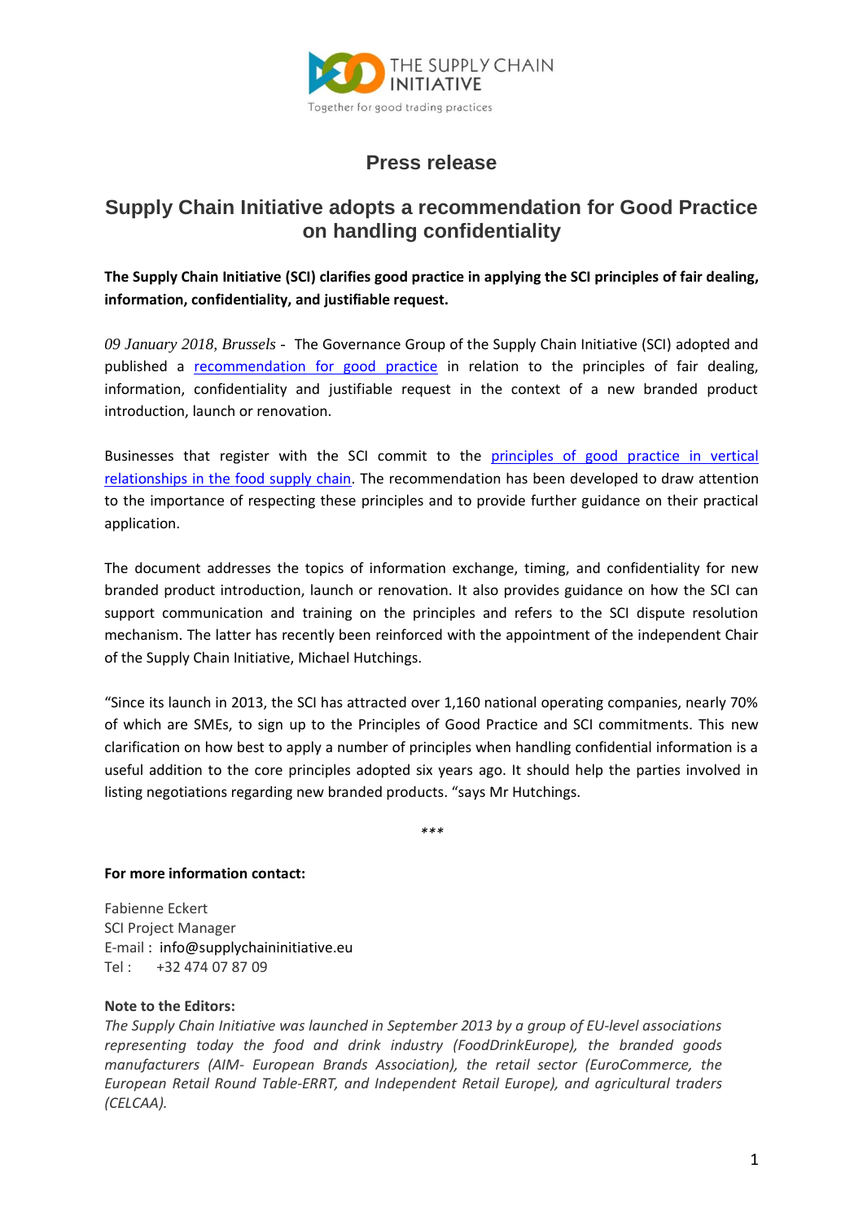THE SUPPLY CHAIN INITIATIVE

Together for good trading practices

## Press release

# Supply Chain Initiative adopts a recommendation for Good Practice on handling confidentiality

**The Supply Chain Initiative (SCI) clarifies good practice in applying the SCI principles of fair dealing, information, confidentiality, and justifiable request.**

*09 January 2018, Brussels* - The Governance Group of the Supply Chain Initiative (SCI) adopted and published a recommendation for good practice in relation to the principles of fair dealing, information, confidentiality and justifiable request in the context of a new branded product introduction, launch or renovation.

Businesses that register with the SCI commit to the principles of good practice in vertical relationships in the food supply chain. The recommendation has been developed to draw attention to the importance of respecting these principles and to provide further guidance on their practical application.

The document addresses the topics of information exchange, timing, and confidentiality for new branded product introduction, launch or renovation. It also provides guidance on how the SCI can support communication and training on the principles and refers to the SCI dispute resolution mechanism. The latter has recently been reinforced with the appointment of the independent Chair of the Supply Chain Initiative, Michael Hutchings.

"Since its launch in 2013, the SCI has attracted over 1,160 national operating companies, nearly 70% of which are SMEs, to sign up to the Principles of Good Practice and SCI commitments. This new clarification on how best to apply a number of principles when handling confidential information is a useful addition to the core principles adopted six years ago. It should help the parties involved in listing negotiations regarding new branded products. "says Mr Hutchings.

***

**For more information contact:**

Fabienne Eckert
SCI Project Manager
E-mail : info@supplychaininitiative.eu
Tel : +32 474 07 87 09

**Note to the Editors:**

*The Supply Chain Initiative was launched in September 2013 by a group of EU-level associations representing today the food and drink industry (FoodDrinkEurope), the branded goods manufacturers (AIM- European Brands Association), the retail sector (EuroCommerce, the European Retail Round Table-ERRT, and Independent Retail Europe), and agricultural traders (CELCAA).*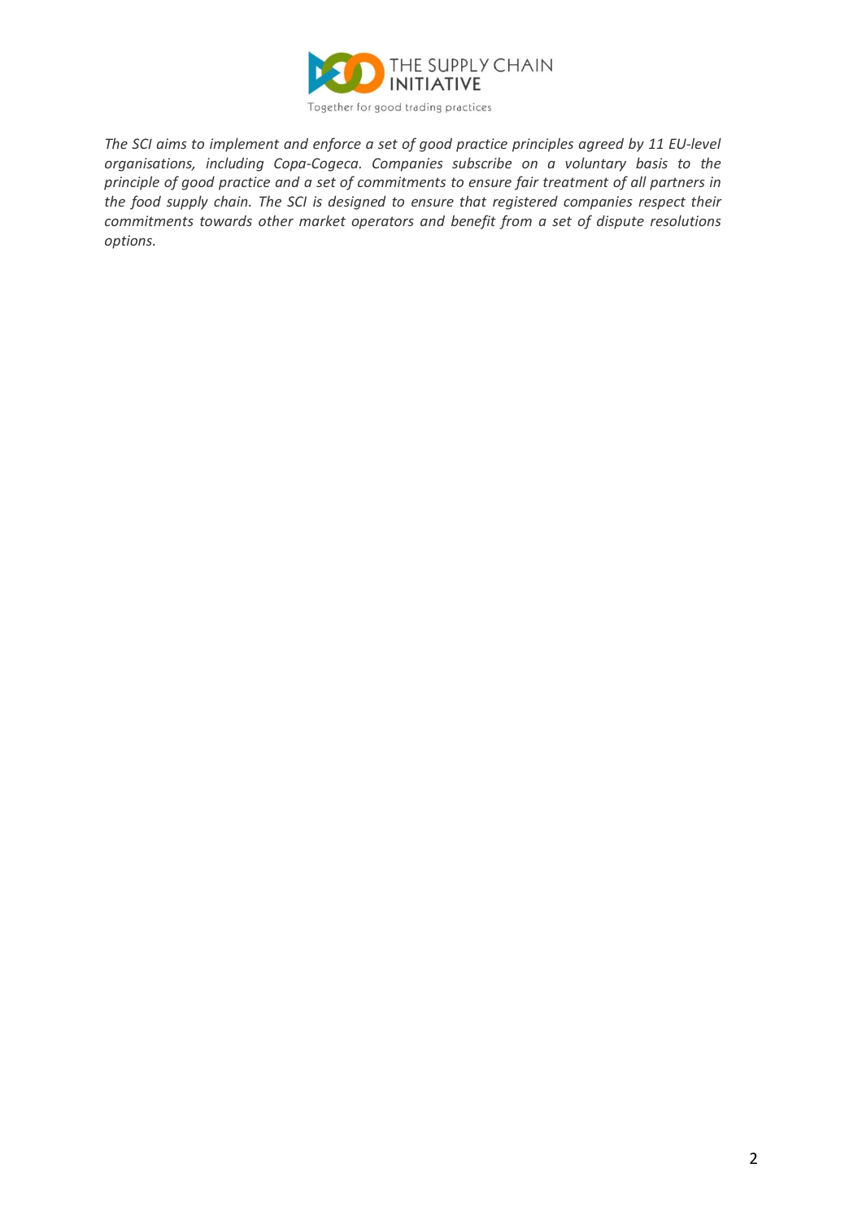*The SCI aims to implement and enforce a set of good practice principles agreed by 11 EU-level organisations, including Copa-Cogeca. Companies subscribe on a voluntary basis to the principle of good practice and a set of commitments to ensure fair treatment of all partners in the food supply chain. The SCI is designed to ensure that registered companies respect their commitments towards other market operators and benefit from a set of dispute resolutions options.*